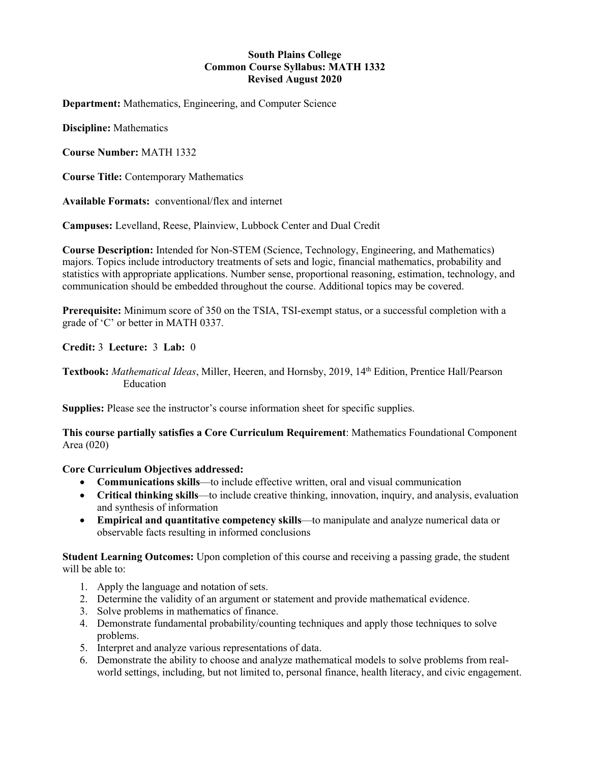# South Plains College
## Common Course Syllabus: MATH 1332
### Revised August 2020

**Department:** Mathematics, Engineering, and Computer Science

**Discipline:** Mathematics

**Course Number:** MATH 1332

**Course Title:** Contemporary Mathematics

**Available Formats:** conventional/flex and internet

**Campuses:** Levelland, Reese, Plainview, Lubbock Center and Dual Credit

**Course Description:** Intended for Non-STEM (Science, Technology, Engineering, and Mathematics) majors. Topics include introductory treatments of sets and logic, financial mathematics, probability and statistics with appropriate applications. Number sense, proportional reasoning, estimation, technology, and communication should be embedded throughout the course. Additional topics may be covered.

**Prerequisite:** Minimum score of 350 on the TSIA, TSI-exempt status, or a successful completion with a grade of 'C' or better in MATH 0337.

**Credit:** 3 **Lecture:** 3 **Lab:** 0

**Textbook:** *Mathematical Ideas*, Miller, Heeren, and Hornsby, 2019, 14th Edition, Prentice Hall/Pearson Education

**Supplies:** Please see the instructor's course information sheet for specific supplies.

**This course partially satisfies a Core Curriculum Requirement**: Mathematics Foundational Component Area (020)

**Core Curriculum Objectives addressed:**

- **Communications skills**—to include effective written, oral and visual communication
- **Critical thinking skills**—to include creative thinking, innovation, inquiry, and analysis, evaluation and synthesis of information
- **Empirical and quantitative competency skills**—to manipulate and analyze numerical data or observable facts resulting in informed conclusions

**Student Learning Outcomes:** Upon completion of this course and receiving a passing grade, the student will be able to:

1. Apply the language and notation of sets.
2. Determine the validity of an argument or statement and provide mathematical evidence.
3. Solve problems in mathematics of finance.
4. Demonstrate fundamental probability/counting techniques and apply those techniques to solve problems.
5. Interpret and analyze various representations of data.
6. Demonstrate the ability to choose and analyze mathematical models to solve problems from real-world settings, including, but not limited to, personal finance, health literacy, and civic engagement.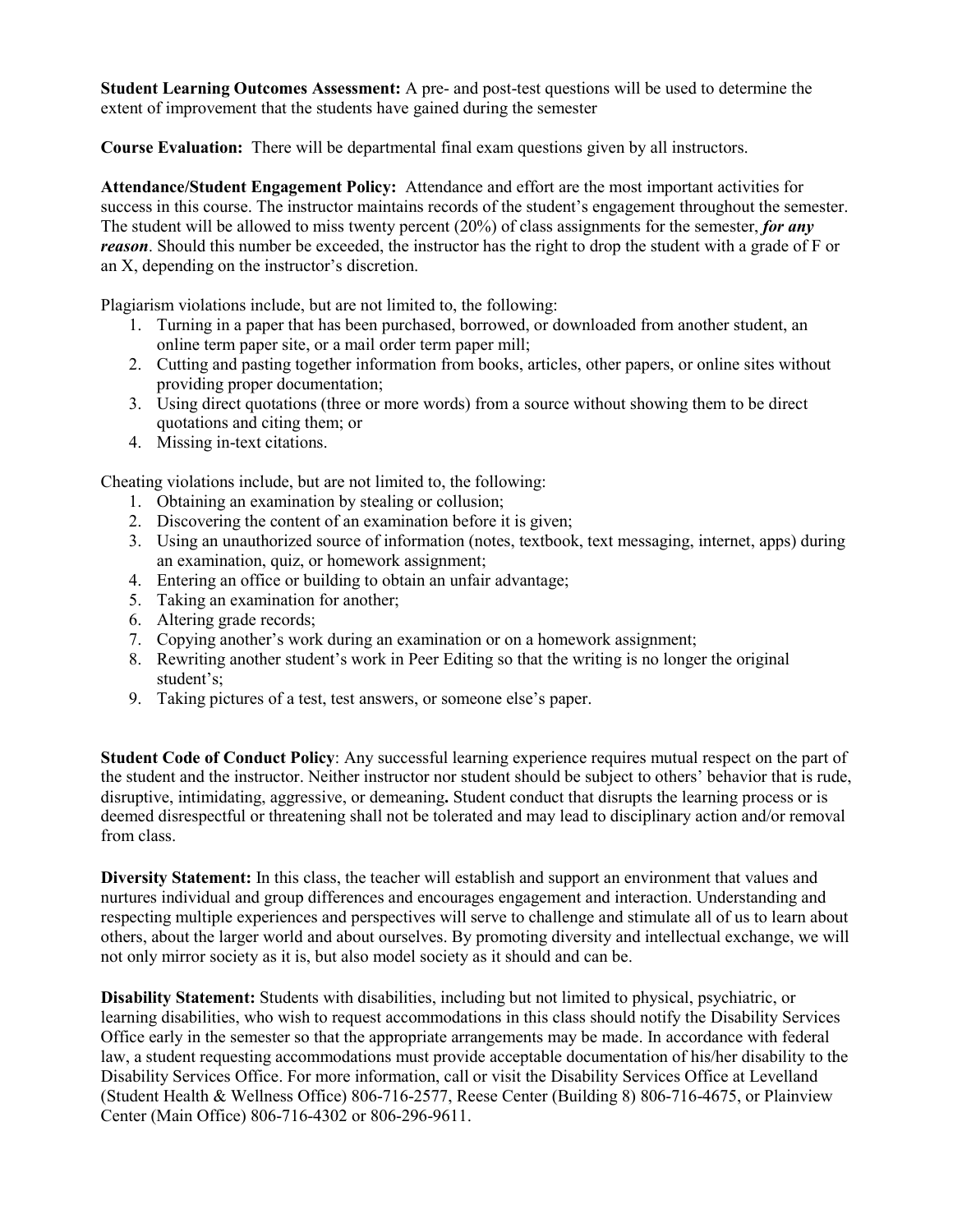**Student Learning Outcomes Assessment:** A pre- and post-test questions will be used to determine the extent of improvement that the students have gained during the semester

**Course Evaluation:** There will be departmental final exam questions given by all instructors.

**Attendance/Student Engagement Policy:** Attendance and effort are the most important activities for success in this course. The instructor maintains records of the student's engagement throughout the semester. The student will be allowed to miss twenty percent (20%) of class assignments for the semester, ***for any reason***. Should this number be exceeded, the instructor has the right to drop the student with a grade of F or an X, depending on the instructor's discretion.

Plagiarism violations include, but are not limited to, the following:

1. Turning in a paper that has been purchased, borrowed, or downloaded from another student, an online term paper site, or a mail order term paper mill;
2. Cutting and pasting together information from books, articles, other papers, or online sites without providing proper documentation;
3. Using direct quotations (three or more words) from a source without showing them to be direct quotations and citing them; or
4. Missing in-text citations.

Cheating violations include, but are not limited to, the following:

1. Obtaining an examination by stealing or collusion;
2. Discovering the content of an examination before it is given;
3. Using an unauthorized source of information (notes, textbook, text messaging, internet, apps) during an examination, quiz, or homework assignment;
4. Entering an office or building to obtain an unfair advantage;
5. Taking an examination for another;
6. Altering grade records;
7. Copying another's work during an examination or on a homework assignment;
8. Rewriting another student's work in Peer Editing so that the writing is no longer the original student's;
9. Taking pictures of a test, test answers, or someone else's paper.

**Student Code of Conduct Policy**: Any successful learning experience requires mutual respect on the part of the student and the instructor. Neither instructor nor student should be subject to others' behavior that is rude, disruptive, intimidating, aggressive, or demeaning**.** Student conduct that disrupts the learning process or is deemed disrespectful or threatening shall not be tolerated and may lead to disciplinary action and/or removal from class.

**Diversity Statement:** In this class, the teacher will establish and support an environment that values and nurtures individual and group differences and encourages engagement and interaction. Understanding and respecting multiple experiences and perspectives will serve to challenge and stimulate all of us to learn about others, about the larger world and about ourselves. By promoting diversity and intellectual exchange, we will not only mirror society as it is, but also model society as it should and can be.

**Disability Statement:** Students with disabilities, including but not limited to physical, psychiatric, or learning disabilities, who wish to request accommodations in this class should notify the Disability Services Office early in the semester so that the appropriate arrangements may be made. In accordance with federal law, a student requesting accommodations must provide acceptable documentation of his/her disability to the Disability Services Office. For more information, call or visit the Disability Services Office at Levelland (Student Health & Wellness Office) 806-716-2577, Reese Center (Building 8) 806-716-4675, or Plainview Center (Main Office) 806-716-4302 or 806-296-9611.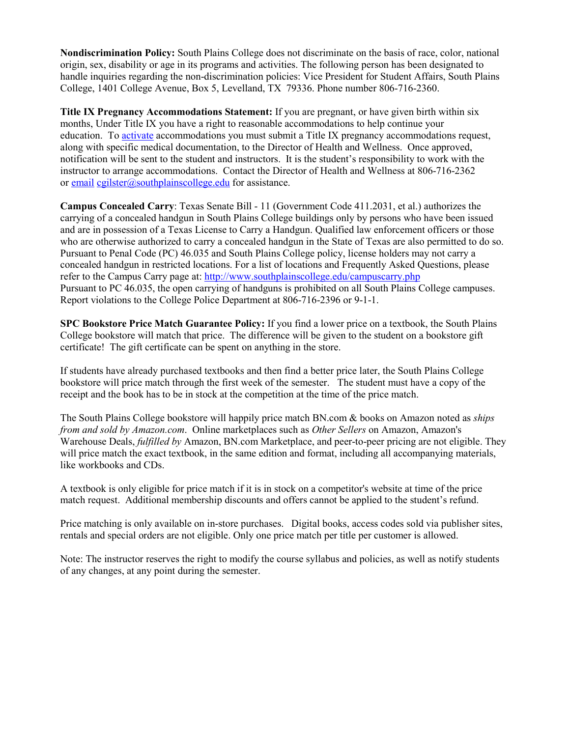**Nondiscrimination Policy:** South Plains College does not discriminate on the basis of race, color, national origin, sex, disability or age in its programs and activities. The following person has been designated to handle inquiries regarding the non-discrimination policies: Vice President for Student Affairs, South Plains College, 1401 College Avenue, Box 5, Levelland, TX 79336. Phone number 806-716-2360.

**Title IX Pregnancy Accommodations Statement:** If you are pregnant, or have given birth within six months, Under Title IX you have a right to reasonable accommodations to help continue your education. To activate accommodations you must submit a Title IX pregnancy accommodations request, along with specific medical documentation, to the Director of Health and Wellness. Once approved, notification will be sent to the student and instructors. It is the student's responsibility to work with the instructor to arrange accommodations. Contact the Director of Health and Wellness at 806-716-2362 or email cgilster@southplainscollege.edu for assistance.

**Campus Concealed Carry**: Texas Senate Bill - 11 (Government Code 411.2031, et al.) authorizes the carrying of a concealed handgun in South Plains College buildings only by persons who have been issued and are in possession of a Texas License to Carry a Handgun. Qualified law enforcement officers or those who are otherwise authorized to carry a concealed handgun in the State of Texas are also permitted to do so. Pursuant to Penal Code (PC) 46.035 and South Plains College policy, license holders may not carry a concealed handgun in restricted locations. For a list of locations and Frequently Asked Questions, please refer to the Campus Carry page at: http://www.southplainscollege.edu/campuscarry.php
Pursuant to PC 46.035, the open carrying of handguns is prohibited on all South Plains College campuses. Report violations to the College Police Department at 806-716-2396 or 9-1-1.

**SPC Bookstore Price Match Guarantee Policy:** If you find a lower price on a textbook, the South Plains College bookstore will match that price. The difference will be given to the student on a bookstore gift certificate! The gift certificate can be spent on anything in the store.

If students have already purchased textbooks and then find a better price later, the South Plains College bookstore will price match through the first week of the semester. The student must have a copy of the receipt and the book has to be in stock at the competition at the time of the price match.

The South Plains College bookstore will happily price match BN.com & books on Amazon noted as *ships from and sold by Amazon.com*. Online marketplaces such as *Other Sellers* on Amazon, Amazon's Warehouse Deals, *fulfilled by* Amazon, BN.com Marketplace, and peer-to-peer pricing are not eligible. They will price match the exact textbook, in the same edition and format, including all accompanying materials, like workbooks and CDs.

A textbook is only eligible for price match if it is in stock on a competitor's website at time of the price match request. Additional membership discounts and offers cannot be applied to the student's refund.

Price matching is only available on in-store purchases. Digital books, access codes sold via publisher sites, rentals and special orders are not eligible. Only one price match per title per customer is allowed.

Note: The instructor reserves the right to modify the course syllabus and policies, as well as notify students of any changes, at any point during the semester.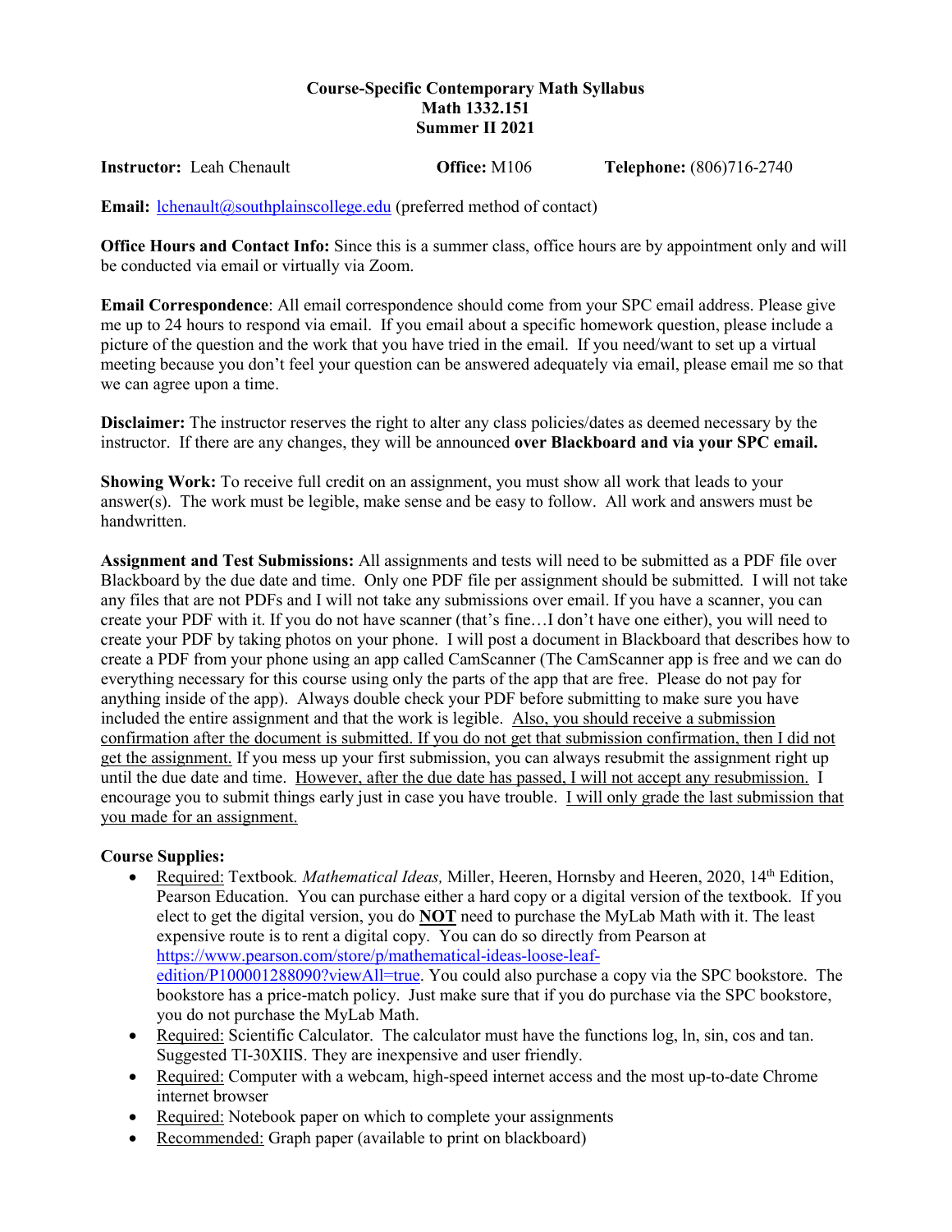**Course-Specific Contemporary Math Syllabus**
**Math 1332.151**
**Summer II 2021**

**Instructor:** Leah Chenault **Office:** M106 **Telephone:** (806)716-2740

**Email:** lchenault@southplainscollege.edu (preferred method of contact)

**Office Hours and Contact Info:** Since this is a summer class, office hours are by appointment only and will be conducted via email or virtually via Zoom.

**Email Correspondence**: All email correspondence should come from your SPC email address. Please give me up to 24 hours to respond via email. If you email about a specific homework question, please include a picture of the question and the work that you have tried in the email. If you need/want to set up a virtual meeting because you don't feel your question can be answered adequately via email, please email me so that we can agree upon a time.

**Disclaimer:** The instructor reserves the right to alter any class policies/dates as deemed necessary by the instructor. If there are any changes, they will be announced **over Blackboard and via your SPC email.**

**Showing Work:** To receive full credit on an assignment, you must show all work that leads to your answer(s). The work must be legible, make sense and be easy to follow. All work and answers must be handwritten.

**Assignment and Test Submissions:** All assignments and tests will need to be submitted as a PDF file over Blackboard by the due date and time. Only one PDF file per assignment should be submitted. I will not take any files that are not PDFs and I will not take any submissions over email. If you have a scanner, you can create your PDF with it. If you do not have scanner (that's fine…I don't have one either), you will need to create your PDF by taking photos on your phone. I will post a document in Blackboard that describes how to create a PDF from your phone using an app called CamScanner (The CamScanner app is free and we can do everything necessary for this course using only the parts of the app that are free. Please do not pay for anything inside of the app). Always double check your PDF before submitting to make sure you have included the entire assignment and that the work is legible. Also, you should receive a submission confirmation after the document is submitted. If you do not get that submission confirmation, then I did not get the assignment. If you mess up your first submission, you can always resubmit the assignment right up until the due date and time. However, after the due date has passed, I will not accept any resubmission. I encourage you to submit things early just in case you have trouble. I will only grade the last submission that you made for an assignment.

**Course Supplies:**

- Required: Textbook. *Mathematical Ideas,* Miller, Heeren, Hornsby and Heeren, 2020, 14th Edition, Pearson Education. You can purchase either a hard copy or a digital version of the textbook. If you elect to get the digital version, you do **NOT** need to purchase the MyLab Math with it. The least expensive route is to rent a digital copy. You can do so directly from Pearson at https://www.pearson.com/store/p/mathematical-ideas-loose-leaf-edition/P100001288090?viewAll=true. You could also purchase a copy via the SPC bookstore. The bookstore has a price-match policy. Just make sure that if you do purchase via the SPC bookstore, you do not purchase the MyLab Math.
- Required: Scientific Calculator. The calculator must have the functions log, ln, sin, cos and tan. Suggested TI-30XIIS. They are inexpensive and user friendly.
- Required: Computer with a webcam, high-speed internet access and the most up-to-date Chrome internet browser
- Required: Notebook paper on which to complete your assignments
- Recommended: Graph paper (available to print on blackboard)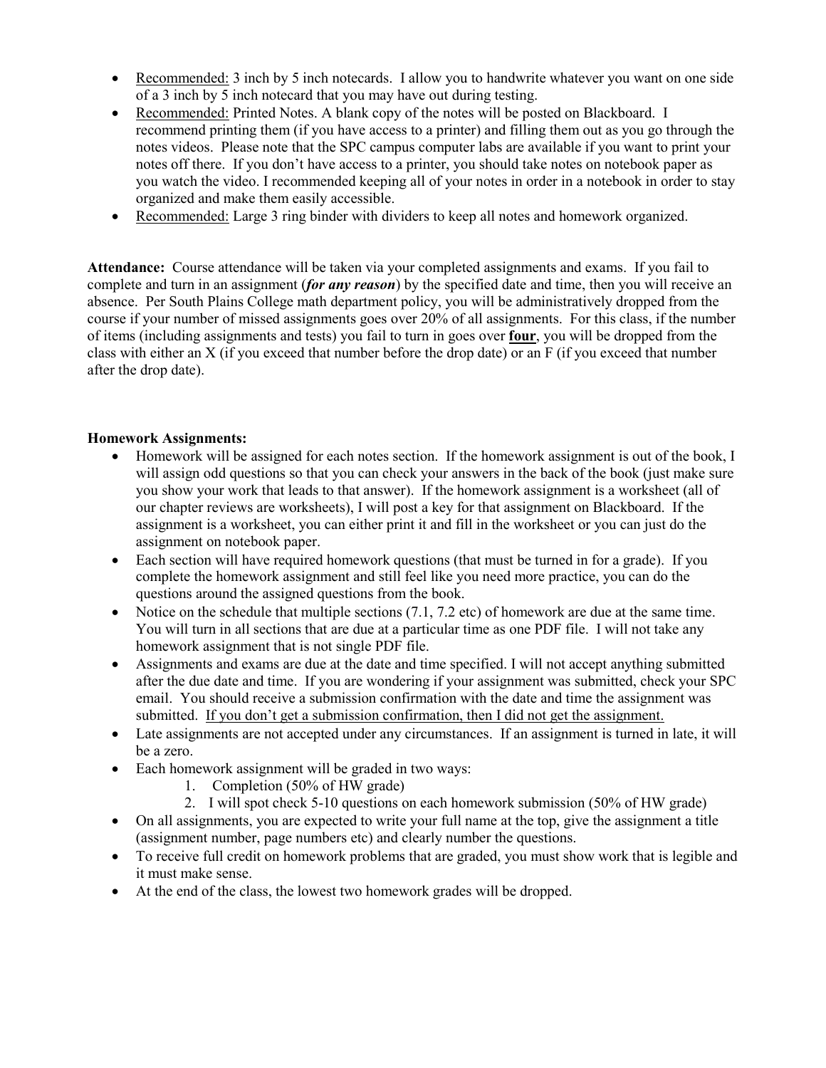- <u>Recommended:</u> 3 inch by 5 inch notecards. I allow you to handwrite whatever you want on one side of a 3 inch by 5 inch notecard that you may have out during testing.
- <u>Recommended:</u> Printed Notes. A blank copy of the notes will be posted on Blackboard. I recommend printing them (if you have access to a printer) and filling them out as you go through the notes videos. Please note that the SPC campus computer labs are available if you want to print your notes off there. If you don't have access to a printer, you should take notes on notebook paper as you watch the video. I recommended keeping all of your notes in order in a notebook in order to stay organized and make them easily accessible.
- <u>Recommended:</u> Large 3 ring binder with dividers to keep all notes and homework organized.

**Attendance:** Course attendance will be taken via your completed assignments and exams. If you fail to complete and turn in an assignment (***for any reason***) by the specified date and time, then you will receive an absence. Per South Plains College math department policy, you will be administratively dropped from the course if your number of missed assignments goes over 20% of all assignments. For this class, if the number of items (including assignments and tests) you fail to turn in goes over <u>**four**</u>, you will be dropped from the class with either an X (if you exceed that number before the drop date) or an F (if you exceed that number after the drop date).

**Homework Assignments:**

- Homework will be assigned for each notes section. If the homework assignment is out of the book, I will assign odd questions so that you can check your answers in the back of the book (just make sure you show your work that leads to that answer). If the homework assignment is a worksheet (all of our chapter reviews are worksheets), I will post a key for that assignment on Blackboard. If the assignment is a worksheet, you can either print it and fill in the worksheet or you can just do the assignment on notebook paper.
- Each section will have required homework questions (that must be turned in for a grade). If you complete the homework assignment and still feel like you need more practice, you can do the questions around the assigned questions from the book.
- Notice on the schedule that multiple sections (7.1, 7.2 etc) of homework are due at the same time. You will turn in all sections that are due at a particular time as one PDF file. I will not take any homework assignment that is not single PDF file.
- Assignments and exams are due at the date and time specified. I will not accept anything submitted after the due date and time. If you are wondering if your assignment was submitted, check your SPC email. You should receive a submission confirmation with the date and time the assignment was submitted. <u>If you don't get a submission confirmation, then I did not get the assignment.</u>
- Late assignments are not accepted under any circumstances. If an assignment is turned in late, it will be a zero.
- Each homework assignment will be graded in two ways:
  1. Completion (50% of HW grade)
  2. I will spot check 5-10 questions on each homework submission (50% of HW grade)
- On all assignments, you are expected to write your full name at the top, give the assignment a title (assignment number, page numbers etc) and clearly number the questions.
- To receive full credit on homework problems that are graded, you must show work that is legible and it must make sense.
- At the end of the class, the lowest two homework grades will be dropped.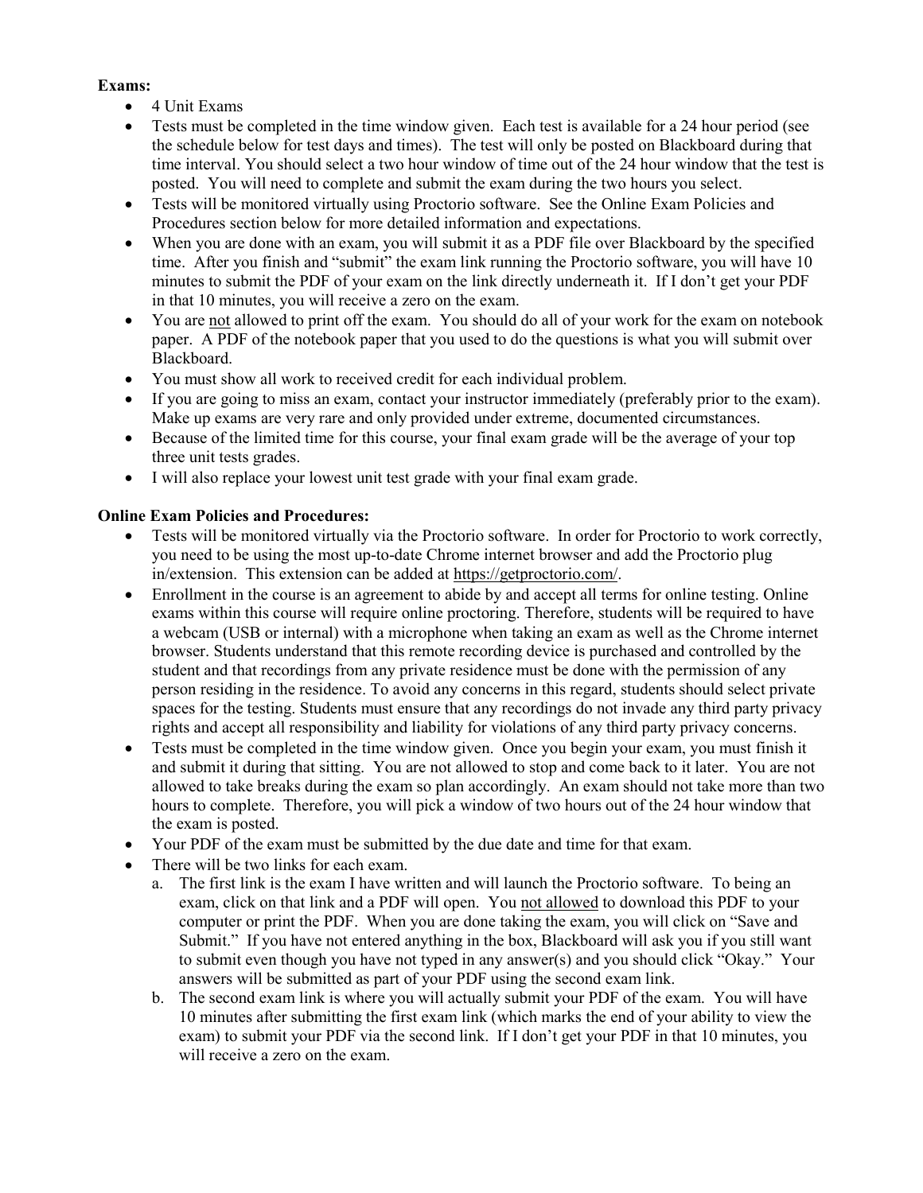**Exams:**

- 4 Unit Exams
- Tests must be completed in the time window given. Each test is available for a 24 hour period (see the schedule below for test days and times). The test will only be posted on Blackboard during that time interval. You should select a two hour window of time out of the 24 hour window that the test is posted. You will need to complete and submit the exam during the two hours you select.
- Tests will be monitored virtually using Proctorio software. See the Online Exam Policies and Procedures section below for more detailed information and expectations.
- When you are done with an exam, you will submit it as a PDF file over Blackboard by the specified time. After you finish and "submit" the exam link running the Proctorio software, you will have 10 minutes to submit the PDF of your exam on the link directly underneath it. If I don't get your PDF in that 10 minutes, you will receive a zero on the exam.
- You are <u>not</u> allowed to print off the exam. You should do all of your work for the exam on notebook paper. A PDF of the notebook paper that you used to do the questions is what you will submit over Blackboard.
- You must show all work to received credit for each individual problem.
- If you are going to miss an exam, contact your instructor immediately (preferably prior to the exam). Make up exams are very rare and only provided under extreme, documented circumstances.
- Because of the limited time for this course, your final exam grade will be the average of your top three unit tests grades.
- I will also replace your lowest unit test grade with your final exam grade.

**Online Exam Policies and Procedures:**

- Tests will be monitored virtually via the Proctorio software. In order for Proctorio to work correctly, you need to be using the most up-to-date Chrome internet browser and add the Proctorio plug in/extension. This extension can be added at https://getproctorio.com/.
- Enrollment in the course is an agreement to abide by and accept all terms for online testing. Online exams within this course will require online proctoring. Therefore, students will be required to have a webcam (USB or internal) with a microphone when taking an exam as well as the Chrome internet browser. Students understand that this remote recording device is purchased and controlled by the student and that recordings from any private residence must be done with the permission of any person residing in the residence. To avoid any concerns in this regard, students should select private spaces for the testing. Students must ensure that any recordings do not invade any third party privacy rights and accept all responsibility and liability for violations of any third party privacy concerns.
- Tests must be completed in the time window given. Once you begin your exam, you must finish it and submit it during that sitting. You are not allowed to stop and come back to it later. You are not allowed to take breaks during the exam so plan accordingly. An exam should not take more than two hours to complete. Therefore, you will pick a window of two hours out of the 24 hour window that the exam is posted.
- Your PDF of the exam must be submitted by the due date and time for that exam.
- There will be two links for each exam.
    a. The first link is the exam I have written and will launch the Proctorio software. To being an exam, click on that link and a PDF will open. You <u>not allowed</u> to download this PDF to your computer or print the PDF. When you are done taking the exam, you will click on "Save and Submit." If you have not entered anything in the box, Blackboard will ask you if you still want to submit even though you have not typed in any answer(s) and you should click "Okay." Your answers will be submitted as part of your PDF using the second exam link.
    b. The second exam link is where you will actually submit your PDF of the exam. You will have 10 minutes after submitting the first exam link (which marks the end of your ability to view the exam) to submit your PDF via the second link. If I don't get your PDF in that 10 minutes, you will receive a zero on the exam.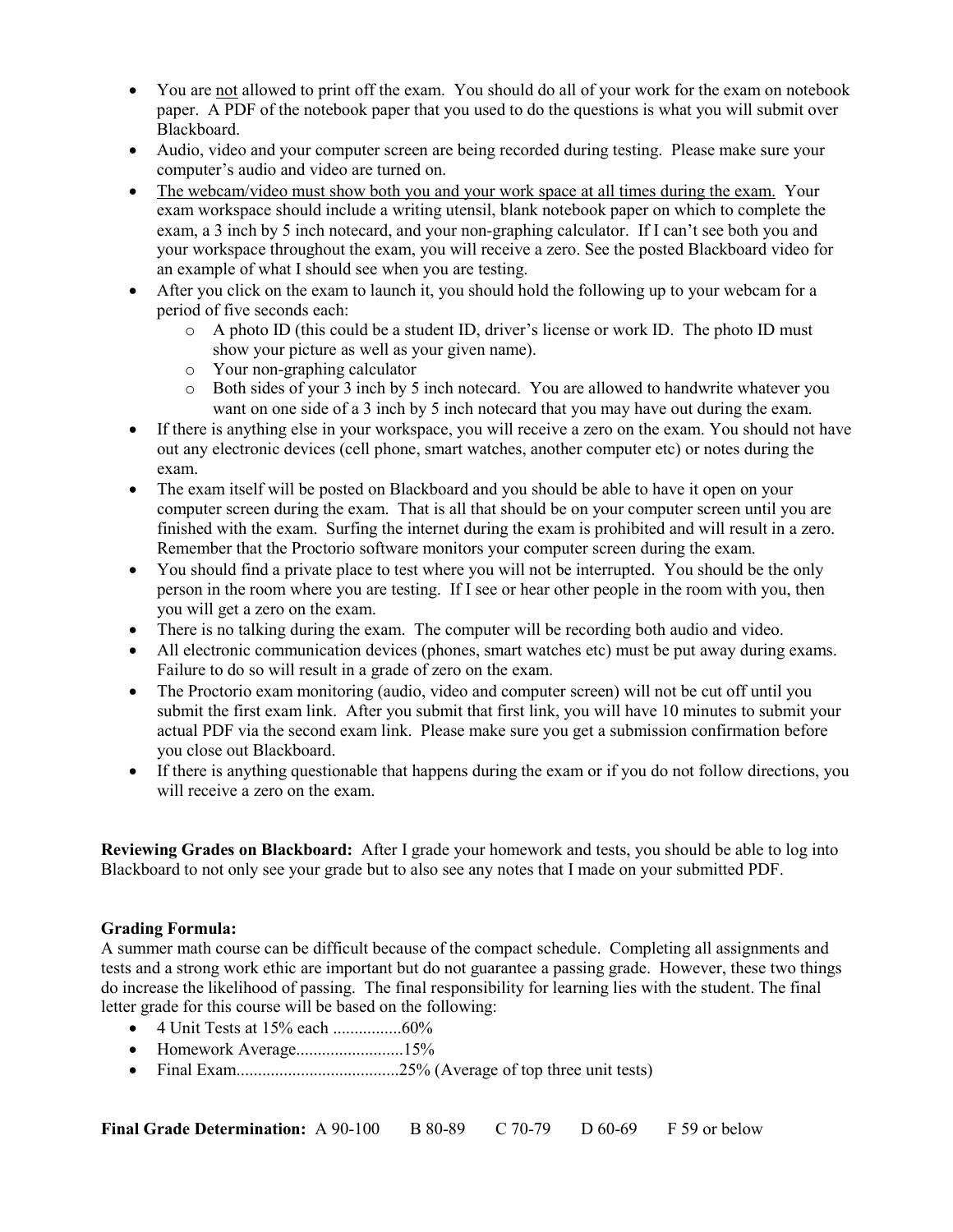- You are <u>not</u> allowed to print off the exam. You should do all of your work for the exam on notebook paper. A PDF of the notebook paper that you used to do the questions is what you will submit over Blackboard.
- Audio, video and your computer screen are being recorded during testing. Please make sure your computer's audio and video are turned on.
- <u>The webcam/video must show both you and your work space at all times during the exam.</u> Your exam workspace should include a writing utensil, blank notebook paper on which to complete the exam, a 3 inch by 5 inch notecard, and your non-graphing calculator. If I can't see both you and your workspace throughout the exam, you will receive a zero. See the posted Blackboard video for an example of what I should see when you are testing.
- After you click on the exam to launch it, you should hold the following up to your webcam for a period of five seconds each:
  - A photo ID (this could be a student ID, driver's license or work ID. The photo ID must show your picture as well as your given name).
  - Your non-graphing calculator
  - Both sides of your 3 inch by 5 inch notecard. You are allowed to handwrite whatever you want on one side of a 3 inch by 5 inch notecard that you may have out during the exam.
- If there is anything else in your workspace, you will receive a zero on the exam. You should not have out any electronic devices (cell phone, smart watches, another computer etc) or notes during the exam.
- The exam itself will be posted on Blackboard and you should be able to have it open on your computer screen during the exam. That is all that should be on your computer screen until you are finished with the exam. Surfing the internet during the exam is prohibited and will result in a zero. Remember that the Proctorio software monitors your computer screen during the exam.
- You should find a private place to test where you will not be interrupted. You should be the only person in the room where you are testing. If I see or hear other people in the room with you, then you will get a zero on the exam.
- There is no talking during the exam. The computer will be recording both audio and video.
- All electronic communication devices (phones, smart watches etc) must be put away during exams. Failure to do so will result in a grade of zero on the exam.
- The Proctorio exam monitoring (audio, video and computer screen) will not be cut off until you submit the first exam link. After you submit that first link, you will have 10 minutes to submit your actual PDF via the second exam link. Please make sure you get a submission confirmation before you close out Blackboard.
- If there is anything questionable that happens during the exam or if you do not follow directions, you will receive a zero on the exam.

**Reviewing Grades on Blackboard:** After I grade your homework and tests, you should be able to log into Blackboard to not only see your grade but to also see any notes that I made on your submitted PDF.

**Grading Formula:**

A summer math course can be difficult because of the compact schedule. Completing all assignments and tests and a strong work ethic are important but do not guarantee a passing grade. However, these two things do increase the likelihood of passing. The final responsibility for learning lies with the student. The final letter grade for this course will be based on the following:

- 4 Unit Tests at 15% each ................60%
- Homework Average.........................15%
- Final Exam.....................................25% (Average of top three unit tests)

**Final Grade Determination:** A 90-100 B 80-89 C 70-79 D 60-69 F 59 or below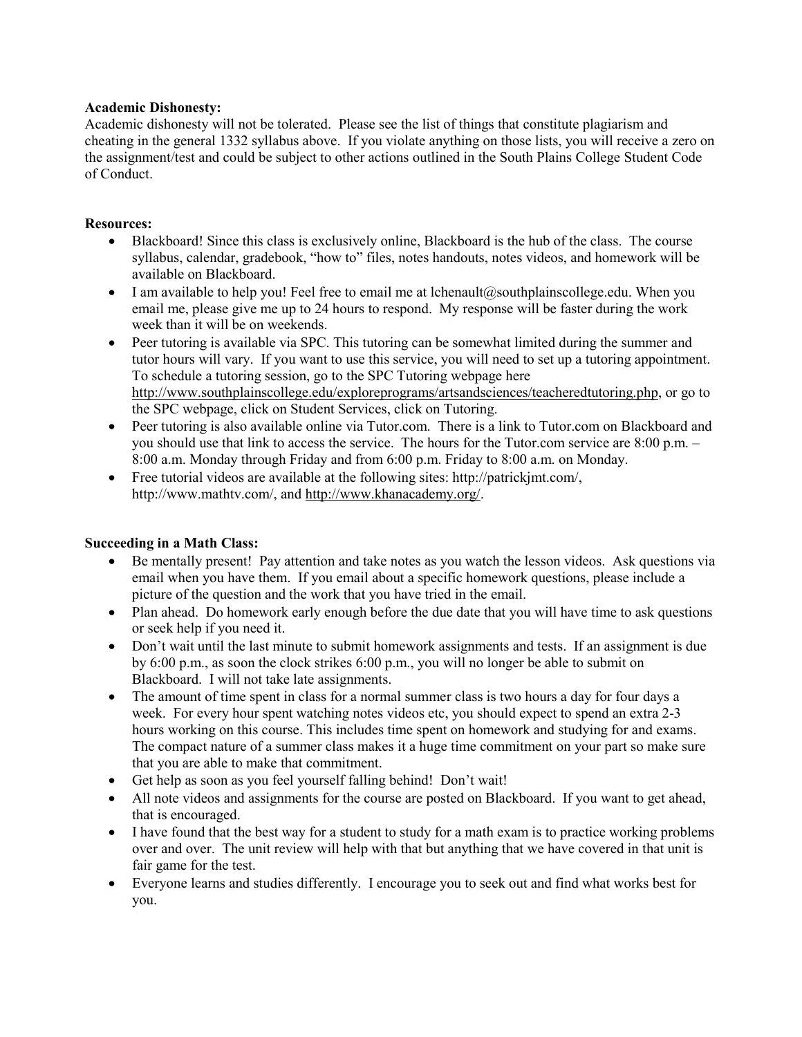**Academic Dishonesty:**
Academic dishonesty will not be tolerated. Please see the list of things that constitute plagiarism and cheating in the general 1332 syllabus above. If you violate anything on those lists, you will receive a zero on the assignment/test and could be subject to other actions outlined in the South Plains College Student Code of Conduct.

**Resources:**

- Blackboard! Since this class is exclusively online, Blackboard is the hub of the class. The course syllabus, calendar, gradebook, "how to" files, notes handouts, notes videos, and homework will be available on Blackboard.
- I am available to help you! Feel free to email me at lchenault@southplainscollege.edu. When you email me, please give me up to 24 hours to respond. My response will be faster during the work week than it will be on weekends.
- Peer tutoring is available via SPC. This tutoring can be somewhat limited during the summer and tutor hours will vary. If you want to use this service, you will need to set up a tutoring appointment. To schedule a tutoring session, go to the SPC Tutoring webpage here http://www.southplainscollege.edu/exploreprograms/artsandsciences/teacheredtutoring.php, or go to the SPC webpage, click on Student Services, click on Tutoring.
- Peer tutoring is also available online via Tutor.com. There is a link to Tutor.com on Blackboard and you should use that link to access the service. The hours for the Tutor.com service are 8:00 p.m. – 8:00 a.m. Monday through Friday and from 6:00 p.m. Friday to 8:00 a.m. on Monday.
- Free tutorial videos are available at the following sites: http://patrickjmt.com/, http://www.mathtv.com/, and http://www.khanacademy.org/.

**Succeeding in a Math Class:**

- Be mentally present! Pay attention and take notes as you watch the lesson videos. Ask questions via email when you have them. If you email about a specific homework questions, please include a picture of the question and the work that you have tried in the email.
- Plan ahead. Do homework early enough before the due date that you will have time to ask questions or seek help if you need it.
- Don't wait until the last minute to submit homework assignments and tests. If an assignment is due by 6:00 p.m., as soon the clock strikes 6:00 p.m., you will no longer be able to submit on Blackboard. I will not take late assignments.
- The amount of time spent in class for a normal summer class is two hours a day for four days a week. For every hour spent watching notes videos etc, you should expect to spend an extra 2-3 hours working on this course. This includes time spent on homework and studying for and exams. The compact nature of a summer class makes it a huge time commitment on your part so make sure that you are able to make that commitment.
- Get help as soon as you feel yourself falling behind! Don't wait!
- All note videos and assignments for the course are posted on Blackboard. If you want to get ahead, that is encouraged.
- I have found that the best way for a student to study for a math exam is to practice working problems over and over. The unit review will help with that but anything that we have covered in that unit is fair game for the test.
- Everyone learns and studies differently. I encourage you to seek out and find what works best for you.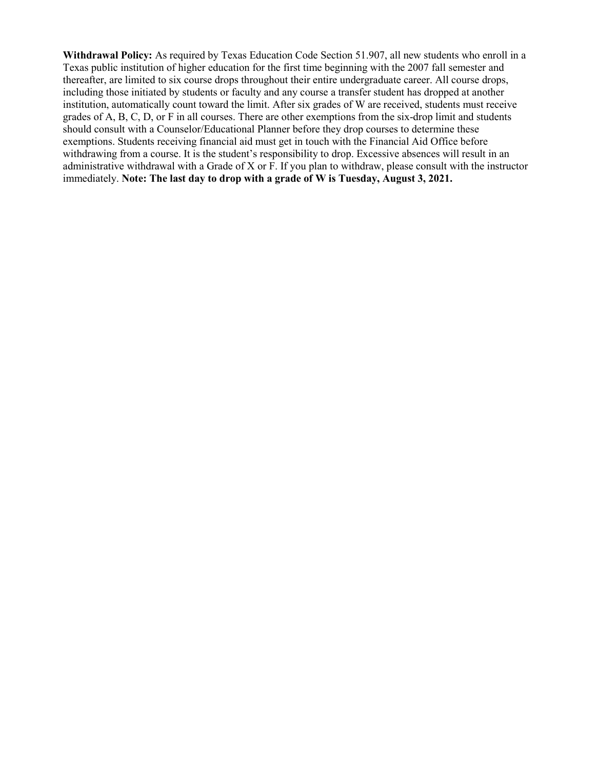**Withdrawal Policy:** As required by Texas Education Code Section 51.907, all new students who enroll in a Texas public institution of higher education for the first time beginning with the 2007 fall semester and thereafter, are limited to six course drops throughout their entire undergraduate career. All course drops, including those initiated by students or faculty and any course a transfer student has dropped at another institution, automatically count toward the limit. After six grades of W are received, students must receive grades of A, B, C, D, or F in all courses. There are other exemptions from the six-drop limit and students should consult with a Counselor/Educational Planner before they drop courses to determine these exemptions. Students receiving financial aid must get in touch with the Financial Aid Office before withdrawing from a course. It is the student's responsibility to drop. Excessive absences will result in an administrative withdrawal with a Grade of X or F. If you plan to withdraw, please consult with the instructor immediately. **Note: The last day to drop with a grade of W is Tuesday, August 3, 2021.**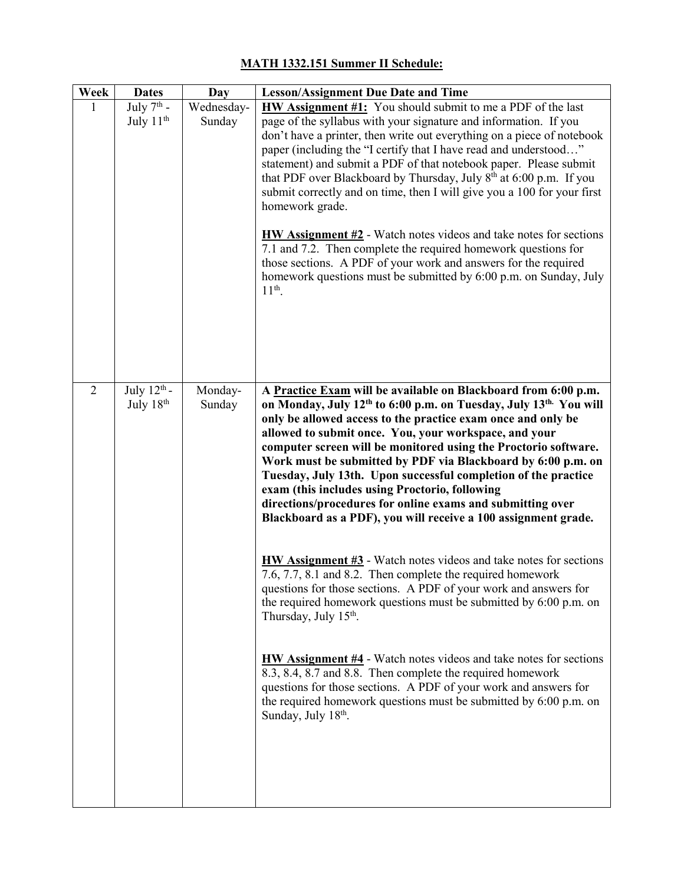# MATH 1332.151 Summer II Schedule:

| Week | Dates | Day | Lesson/Assignment Due Date and Time |
|---|---|---|---|
| 1 | July 7th - July 11th | Wednesday-Sunday | **HW Assignment #1:** You should submit to me a PDF of the last page of the syllabus with your signature and information. If you don't have a printer, then write out everything on a piece of notebook paper (including the "I certify that I have read and understood…" statement) and submit a PDF of that notebook paper. Please submit that PDF over Blackboard by Thursday, July 8th at 6:00 p.m. If you submit correctly and on time, then I will give you a 100 for your first homework grade. <br><br> **HW Assignment #2** - Watch notes videos and take notes for sections 7.1 and 7.2. Then complete the required homework questions for those sections. A PDF of your work and answers for the required homework questions must be submitted by 6:00 p.m. on Sunday, July 11th. |
| 2 | July 12th - July 18th | Monday-Sunday | **A Practice Exam will be available on Blackboard from 6:00 p.m. on Monday, July 12th to 6:00 p.m. on Tuesday, July 13th. You will only be allowed access to the practice exam once and only be allowed to submit once. You, your workspace, and your computer screen will be monitored using the Proctorio software. Work must be submitted by PDF via Blackboard by 6:00 p.m. on Tuesday, July 13th. Upon successful completion of the practice exam (this includes using Proctorio, following directions/procedures for online exams and submitting over Blackboard as a PDF), you will receive a 100 assignment grade.** <br><br> **HW Assignment #3** - Watch notes videos and take notes for sections 7.6, 7.7, 8.1 and 8.2. Then complete the required homework questions for those sections. A PDF of your work and answers for the required homework questions must be submitted by 6:00 p.m. on Thursday, July 15th. <br><br> **HW Assignment #4** - Watch notes videos and take notes for sections 8.3, 8.4, 8.7 and 8.8. Then complete the required homework questions for those sections. A PDF of your work and answers for the required homework questions must be submitted by 6:00 p.m. on Sunday, July 18th. |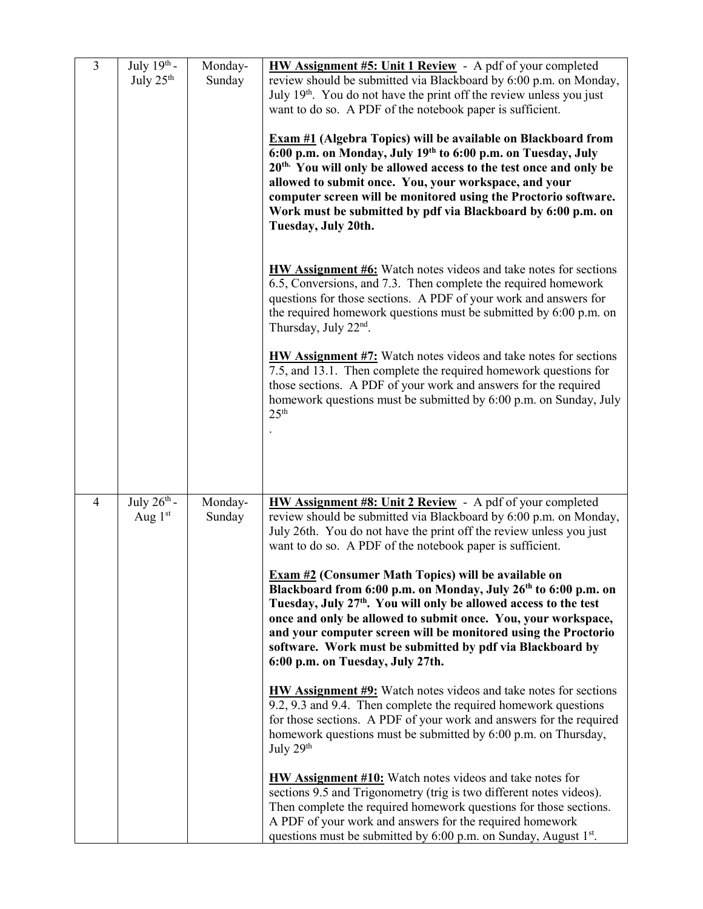| | | | |
|---|---|---|---|
| 3 | July 19th - July 25th | Monday-Sunday | **HW Assignment #5: Unit 1 Review** - A pdf of your completed review should be submitted via Blackboard by 6:00 p.m. on Monday, July 19th. You do not have the print off the review unless you just want to do so. A PDF of the notebook paper is sufficient.<br><br>**Exam #1 (Algebra Topics) will be available on Blackboard from 6:00 p.m. on Monday, July 19th to 6:00 p.m. on Tuesday, July 20th. You will only be allowed access to the test once and only be allowed to submit once. You, your workspace, and your computer screen will be monitored using the Proctorio software. Work must be submitted by pdf via Blackboard by 6:00 p.m. on Tuesday, July 20th.**<br><br>**HW Assignment #6:** Watch notes videos and take notes for sections 6.5, Conversions, and 7.3. Then complete the required homework questions for those sections. A PDF of your work and answers for the required homework questions must be submitted by 6:00 p.m. on Thursday, July 22nd.<br><br>**HW Assignment #7:** Watch notes videos and take notes for sections 7.5, and 13.1. Then complete the required homework questions for those sections. A PDF of your work and answers for the required homework questions must be submitted by 6:00 p.m. on Sunday, July 25th<br>. |
| 4 | July 26th - Aug 1st | Monday-Sunday | **HW Assignment #8: Unit 2 Review** - A pdf of your completed review should be submitted via Blackboard by 6:00 p.m. on Monday, July 26th. You do not have the print off the review unless you just want to do so. A PDF of the notebook paper is sufficient.<br><br>**Exam #2 (Consumer Math Topics) will be available on Blackboard from 6:00 p.m. on Monday, July 26th to 6:00 p.m. on Tuesday, July 27th. You will only be allowed access to the test once and only be allowed to submit once. You, your workspace, and your computer screen will be monitored using the Proctorio software. Work must be submitted by pdf via Blackboard by 6:00 p.m. on Tuesday, July 27th.**<br><br>**HW Assignment #9:** Watch notes videos and take notes for sections 9.2, 9.3 and 9.4. Then complete the required homework questions for those sections. A PDF of your work and answers for the required homework questions must be submitted by 6:00 p.m. on Thursday, July 29th<br><br>**HW Assignment #10:** Watch notes videos and take notes for sections 9.5 and Trigonometry (trig is two different notes videos). Then complete the required homework questions for those sections. A PDF of your work and answers for the required homework questions must be submitted by 6:00 p.m. on Sunday, August 1st. |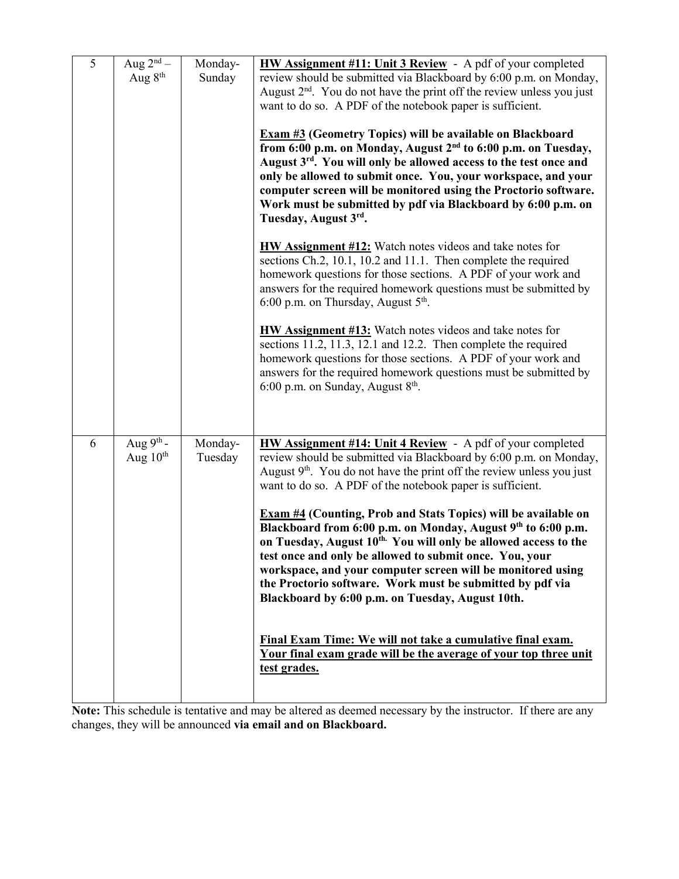| 5 | Aug $2^{nd}$ – Aug $8^{th}$ | Monday-Sunday | **HW Assignment #11: Unit 3 Review** - A pdf of your completed review should be submitted via Blackboard by 6:00 p.m. on Monday, August $2^{nd}$. You do not have the print off the review unless you just want to do so. A PDF of the notebook paper is sufficient.<br><br>**Exam #3 (Geometry Topics) will be available on Blackboard from 6:00 p.m. on Monday, August $2^{nd}$ to 6:00 p.m. on Tuesday, August $3^{rd}$. You will only be allowed access to the test once and only be allowed to submit once. You, your workspace, and your computer screen will be monitored using the Proctorio software. Work must be submitted by pdf via Blackboard by 6:00 p.m. on Tuesday, August $3^{rd}$.**<br><br>**HW Assignment #12:** Watch notes videos and take notes for sections Ch.2, 10.1, 10.2 and 11.1. Then complete the required homework questions for those sections. A PDF of your work and answers for the required homework questions must be submitted by 6:00 p.m. on Thursday, August $5^{th}$.<br><br>**HW Assignment #13:** Watch notes videos and take notes for sections 11.2, 11.3, 12.1 and 12.2. Then complete the required homework questions for those sections. A PDF of your work and answers for the required homework questions must be submitted by 6:00 p.m. on Sunday, August $8^{th}$. |
|---|---|---|---|
| 6 | Aug $9^{th}$ - Aug $10^{th}$ | Monday-Tuesday | **HW Assignment #14: Unit 4 Review** - A pdf of your completed review should be submitted via Blackboard by 6:00 p.m. on Monday, August $9^{th}$. You do not have the print off the review unless you just want to do so. A PDF of the notebook paper is sufficient.<br><br>**Exam #4 (Counting, Prob and Stats Topics) will be available on Blackboard from 6:00 p.m. on Monday, August $9^{th}$ to 6:00 p.m. on Tuesday, August $10^{th}$. You will only be allowed access to the test once and only be allowed to submit once. You, your workspace, and your computer screen will be monitored using the Proctorio software. Work must be submitted by pdf via Blackboard by 6:00 p.m. on Tuesday, August 10th.**<br><br>**Final Exam Time: We will not take a cumulative final exam. Your final exam grade will be the average of your top three unit test grades.** |

**Note:** This schedule is tentative and may be altered as deemed necessary by the instructor. If there are any changes, they will be announced **via email and on Blackboard.**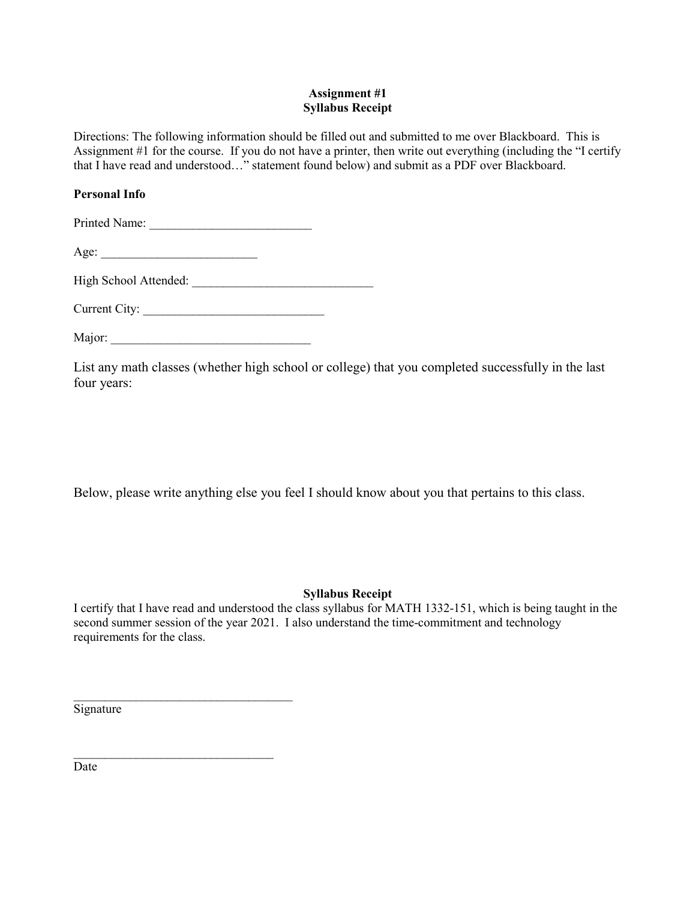**Assignment #1**
**Syllabus Receipt**

Directions: The following information should be filled out and submitted to me over Blackboard. This is Assignment #1 for the course. If you do not have a printer, then write out everything (including the "I certify that I have read and understood…" statement found below) and submit as a PDF over Blackboard.

**Personal Info**

Printed Name: __________________________

Age: _________________________

High School Attended: _____________________________

Current City: _____________________________

Major: ________________________________

List any math classes (whether high school or college) that you completed successfully in the last four years:

Below, please write anything else you feel I should know about you that pertains to this class.

**Syllabus Receipt**

I certify that I have read and understood the class syllabus for MATH 1332-151, which is being taught in the second summer session of the year 2021. I also understand the time-commitment and technology requirements for the class.

___________________________________
Signature

________________________________
Date